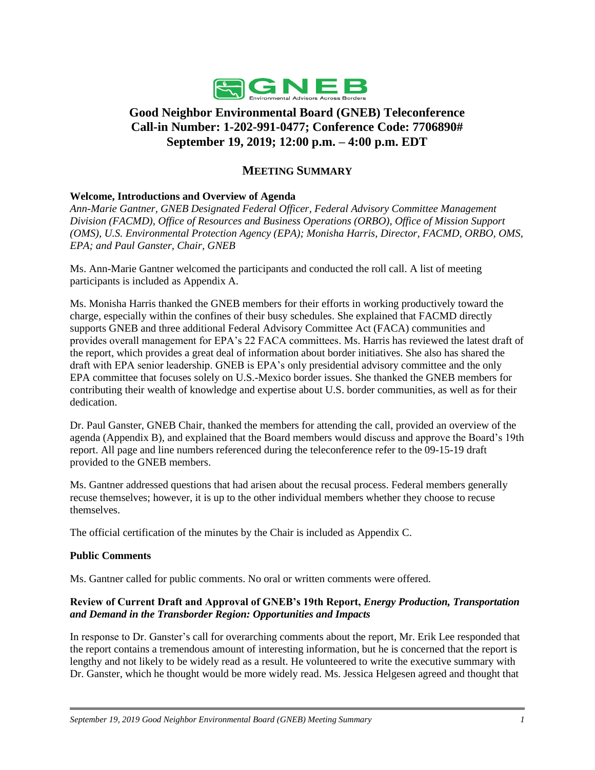# Good Neighbor Environmental Board (GNEB) Teleconference
# Call-in Number: 1-202-991-0477; Conference Code: 7706890#
# September 19, 2019; 12:00 p.m. – 4:00 p.m. EDT

## MEETING SUMMARY

### Welcome, Introductions and Overview of Agenda

*Ann-Marie Gantner, GNEB Designated Federal Officer, Federal Advisory Committee Management Division (FACMD), Office of Resources and Business Operations (ORBO), Office of Mission Support (OMS), U.S. Environmental Protection Agency (EPA); Monisha Harris, Director, FACMD, ORBO, OMS, EPA; and Paul Ganster, Chair, GNEB*

Ms. Ann-Marie Gantner welcomed the participants and conducted the roll call. A list of meeting participants is included as Appendix A.

Ms. Monisha Harris thanked the GNEB members for their efforts in working productively toward the charge, especially within the confines of their busy schedules. She explained that FACMD directly supports GNEB and three additional Federal Advisory Committee Act (FACA) communities and provides overall management for EPA's 22 FACA committees. Ms. Harris has reviewed the latest draft of the report, which provides a great deal of information about border initiatives. She also has shared the draft with EPA senior leadership. GNEB is EPA's only presidential advisory committee and the only EPA committee that focuses solely on U.S.-Mexico border issues. She thanked the GNEB members for contributing their wealth of knowledge and expertise about U.S. border communities, as well as for their dedication.

Dr. Paul Ganster, GNEB Chair, thanked the members for attending the call, provided an overview of the agenda (Appendix B), and explained that the Board members would discuss and approve the Board's 19th report. All page and line numbers referenced during the teleconference refer to the 09-15-19 draft provided to the GNEB members.

Ms. Gantner addressed questions that had arisen about the recusal process. Federal members generally recuse themselves; however, it is up to the other individual members whether they choose to recuse themselves.

The official certification of the minutes by the Chair is included as Appendix C.

### Public Comments

Ms. Gantner called for public comments. No oral or written comments were offered.

### Review of Current Draft and Approval of GNEB's 19th Report, *Energy Production, Transportation and Demand in the Transborder Region: Opportunities and Impacts*

In response to Dr. Ganster's call for overarching comments about the report, Mr. Erik Lee responded that the report contains a tremendous amount of interesting information, but he is concerned that the report is lengthy and not likely to be widely read as a result. He volunteered to write the executive summary with Dr. Ganster, which he thought would be more widely read. Ms. Jessica Helgesen agreed and thought that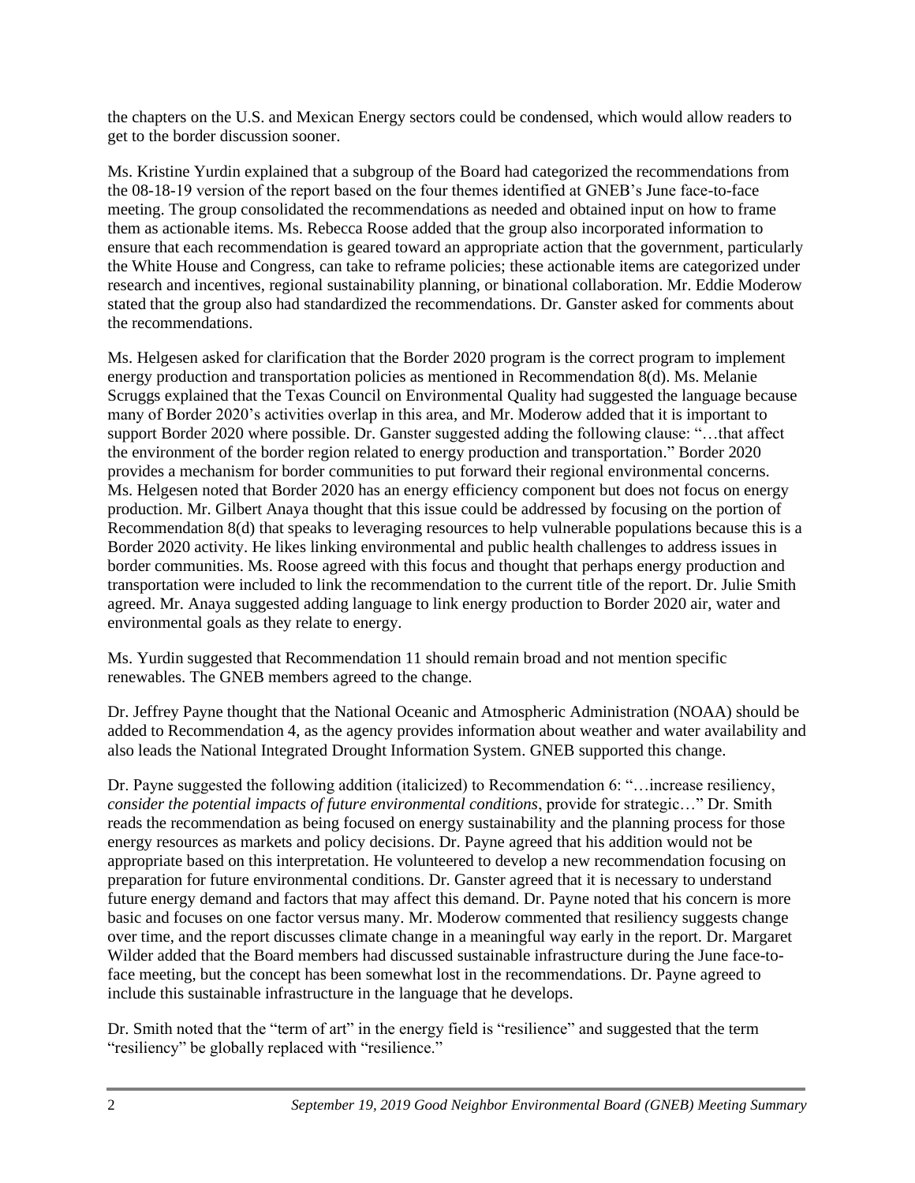the chapters on the U.S. and Mexican Energy sectors could be condensed, which would allow readers to get to the border discussion sooner.

Ms. Kristine Yurdin explained that a subgroup of the Board had categorized the recommendations from the 08-18-19 version of the report based on the four themes identified at GNEB's June face-to-face meeting. The group consolidated the recommendations as needed and obtained input on how to frame them as actionable items. Ms. Rebecca Roose added that the group also incorporated information to ensure that each recommendation is geared toward an appropriate action that the government, particularly the White House and Congress, can take to reframe policies; these actionable items are categorized under research and incentives, regional sustainability planning, or binational collaboration. Mr. Eddie Moderow stated that the group also had standardized the recommendations. Dr. Ganster asked for comments about the recommendations.

Ms. Helgesen asked for clarification that the Border 2020 program is the correct program to implement energy production and transportation policies as mentioned in Recommendation 8(d). Ms. Melanie Scruggs explained that the Texas Council on Environmental Quality had suggested the language because many of Border 2020's activities overlap in this area, and Mr. Moderow added that it is important to support Border 2020 where possible. Dr. Ganster suggested adding the following clause: "…that affect the environment of the border region related to energy production and transportation." Border 2020 provides a mechanism for border communities to put forward their regional environmental concerns. Ms. Helgesen noted that Border 2020 has an energy efficiency component but does not focus on energy production. Mr. Gilbert Anaya thought that this issue could be addressed by focusing on the portion of Recommendation 8(d) that speaks to leveraging resources to help vulnerable populations because this is a Border 2020 activity. He likes linking environmental and public health challenges to address issues in border communities. Ms. Roose agreed with this focus and thought that perhaps energy production and transportation were included to link the recommendation to the current title of the report. Dr. Julie Smith agreed. Mr. Anaya suggested adding language to link energy production to Border 2020 air, water and environmental goals as they relate to energy.

Ms. Yurdin suggested that Recommendation 11 should remain broad and not mention specific renewables. The GNEB members agreed to the change.

Dr. Jeffrey Payne thought that the National Oceanic and Atmospheric Administration (NOAA) should be added to Recommendation 4, as the agency provides information about weather and water availability and also leads the National Integrated Drought Information System. GNEB supported this change.

Dr. Payne suggested the following addition (italicized) to Recommendation 6: "…increase resiliency, *consider the potential impacts of future environmental conditions*, provide for strategic…" Dr. Smith reads the recommendation as being focused on energy sustainability and the planning process for those energy resources as markets and policy decisions. Dr. Payne agreed that his addition would not be appropriate based on this interpretation. He volunteered to develop a new recommendation focusing on preparation for future environmental conditions. Dr. Ganster agreed that it is necessary to understand future energy demand and factors that may affect this demand. Dr. Payne noted that his concern is more basic and focuses on one factor versus many. Mr. Moderow commented that resiliency suggests change over time, and the report discusses climate change in a meaningful way early in the report. Dr. Margaret Wilder added that the Board members had discussed sustainable infrastructure during the June face-to-face meeting, but the concept has been somewhat lost in the recommendations. Dr. Payne agreed to include this sustainable infrastructure in the language that he develops.

Dr. Smith noted that the "term of art" in the energy field is "resilience" and suggested that the term "resiliency" be globally replaced with "resilience."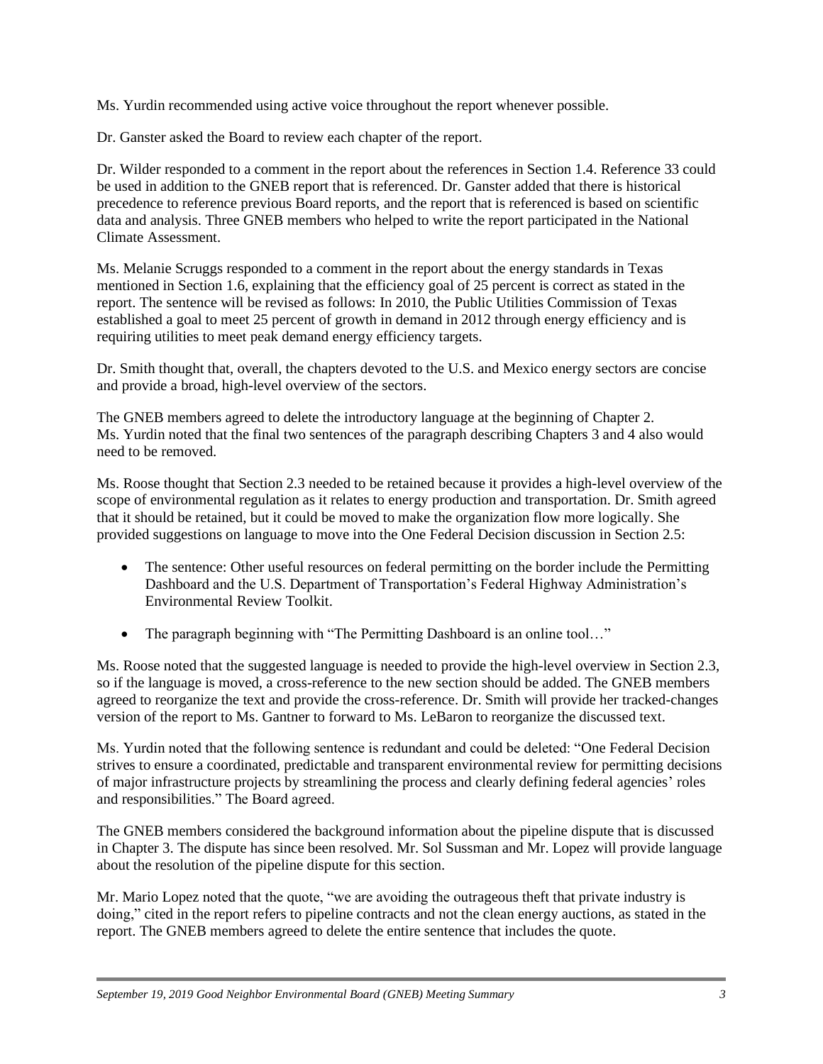Ms. Yurdin recommended using active voice throughout the report whenever possible.

Dr. Ganster asked the Board to review each chapter of the report.

Dr. Wilder responded to a comment in the report about the references in Section 1.4. Reference 33 could be used in addition to the GNEB report that is referenced. Dr. Ganster added that there is historical precedence to reference previous Board reports, and the report that is referenced is based on scientific data and analysis. Three GNEB members who helped to write the report participated in the National Climate Assessment.

Ms. Melanie Scruggs responded to a comment in the report about the energy standards in Texas mentioned in Section 1.6, explaining that the efficiency goal of 25 percent is correct as stated in the report. The sentence will be revised as follows: In 2010, the Public Utilities Commission of Texas established a goal to meet 25 percent of growth in demand in 2012 through energy efficiency and is requiring utilities to meet peak demand energy efficiency targets.

Dr. Smith thought that, overall, the chapters devoted to the U.S. and Mexico energy sectors are concise and provide a broad, high-level overview of the sectors.

The GNEB members agreed to delete the introductory language at the beginning of Chapter 2. Ms. Yurdin noted that the final two sentences of the paragraph describing Chapters 3 and 4 also would need to be removed.

Ms. Roose thought that Section 2.3 needed to be retained because it provides a high-level overview of the scope of environmental regulation as it relates to energy production and transportation. Dr. Smith agreed that it should be retained, but it could be moved to make the organization flow more logically. She provided suggestions on language to move into the One Federal Decision discussion in Section 2.5:

- The sentence: Other useful resources on federal permitting on the border include the Permitting Dashboard and the U.S. Department of Transportation's Federal Highway Administration's Environmental Review Toolkit.
- The paragraph beginning with "The Permitting Dashboard is an online tool…"

Ms. Roose noted that the suggested language is needed to provide the high-level overview in Section 2.3, so if the language is moved, a cross-reference to the new section should be added. The GNEB members agreed to reorganize the text and provide the cross-reference. Dr. Smith will provide her tracked-changes version of the report to Ms. Gantner to forward to Ms. LeBaron to reorganize the discussed text.

Ms. Yurdin noted that the following sentence is redundant and could be deleted: "One Federal Decision strives to ensure a coordinated, predictable and transparent environmental review for permitting decisions of major infrastructure projects by streamlining the process and clearly defining federal agencies' roles and responsibilities." The Board agreed.

The GNEB members considered the background information about the pipeline dispute that is discussed in Chapter 3. The dispute has since been resolved. Mr. Sol Sussman and Mr. Lopez will provide language about the resolution of the pipeline dispute for this section.

Mr. Mario Lopez noted that the quote, "we are avoiding the outrageous theft that private industry is doing," cited in the report refers to pipeline contracts and not the clean energy auctions, as stated in the report. The GNEB members agreed to delete the entire sentence that includes the quote.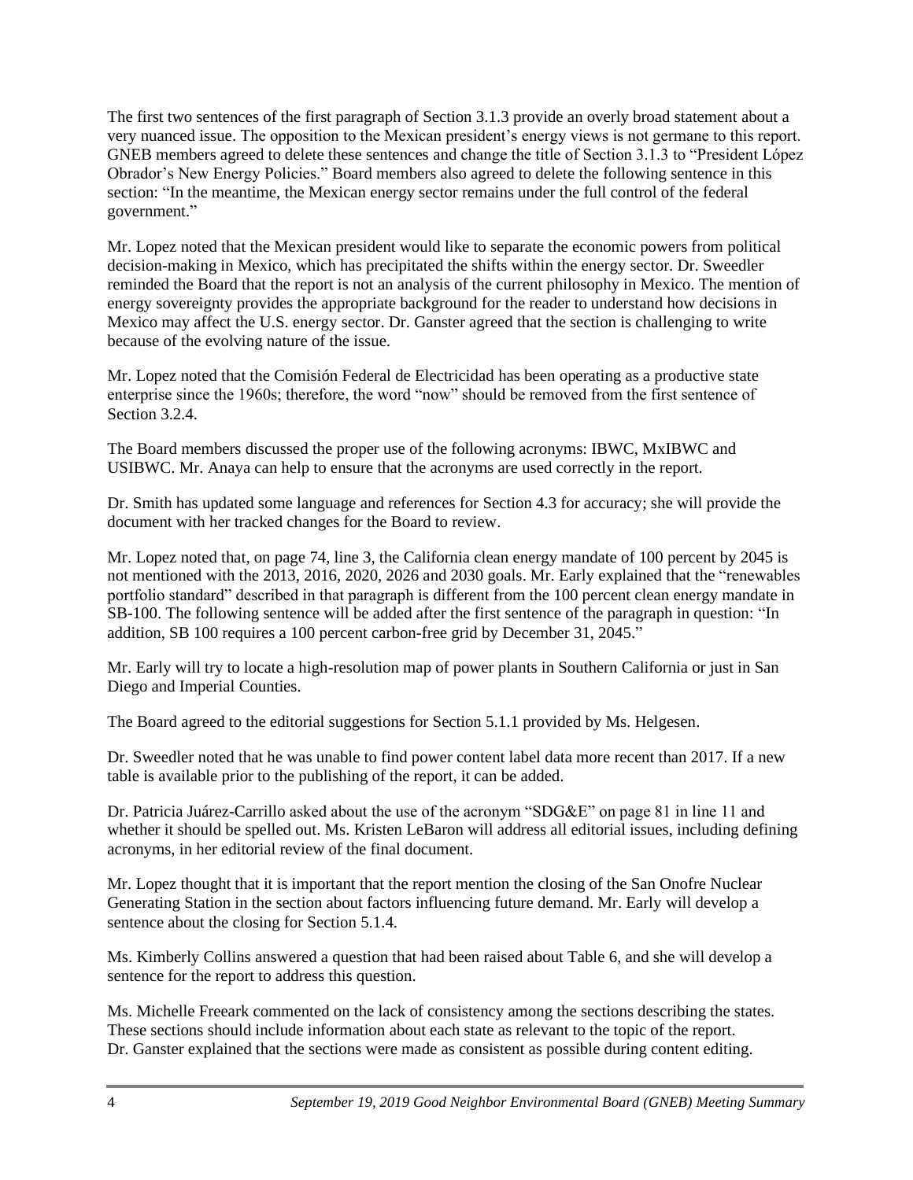The first two sentences of the first paragraph of Section 3.1.3 provide an overly broad statement about a very nuanced issue. The opposition to the Mexican president's energy views is not germane to this report. GNEB members agreed to delete these sentences and change the title of Section 3.1.3 to "President López Obrador's New Energy Policies." Board members also agreed to delete the following sentence in this section: "In the meantime, the Mexican energy sector remains under the full control of the federal government."

Mr. Lopez noted that the Mexican president would like to separate the economic powers from political decision-making in Mexico, which has precipitated the shifts within the energy sector. Dr. Sweedler reminded the Board that the report is not an analysis of the current philosophy in Mexico. The mention of energy sovereignty provides the appropriate background for the reader to understand how decisions in Mexico may affect the U.S. energy sector. Dr. Ganster agreed that the section is challenging to write because of the evolving nature of the issue.

Mr. Lopez noted that the Comisión Federal de Electricidad has been operating as a productive state enterprise since the 1960s; therefore, the word "now" should be removed from the first sentence of Section 3.2.4.

The Board members discussed the proper use of the following acronyms: IBWC, MxIBWC and USIBWC. Mr. Anaya can help to ensure that the acronyms are used correctly in the report.

Dr. Smith has updated some language and references for Section 4.3 for accuracy; she will provide the document with her tracked changes for the Board to review.

Mr. Lopez noted that, on page 74, line 3, the California clean energy mandate of 100 percent by 2045 is not mentioned with the 2013, 2016, 2020, 2026 and 2030 goals. Mr. Early explained that the "renewables portfolio standard" described in that paragraph is different from the 100 percent clean energy mandate in SB-100. The following sentence will be added after the first sentence of the paragraph in question: "In addition, SB 100 requires a 100 percent carbon-free grid by December 31, 2045."

Mr. Early will try to locate a high-resolution map of power plants in Southern California or just in San Diego and Imperial Counties.

The Board agreed to the editorial suggestions for Section 5.1.1 provided by Ms. Helgesen.

Dr. Sweedler noted that he was unable to find power content label data more recent than 2017. If a new table is available prior to the publishing of the report, it can be added.

Dr. Patricia Juárez-Carrillo asked about the use of the acronym "SDG&E" on page 81 in line 11 and whether it should be spelled out. Ms. Kristen LeBaron will address all editorial issues, including defining acronyms, in her editorial review of the final document.

Mr. Lopez thought that it is important that the report mention the closing of the San Onofre Nuclear Generating Station in the section about factors influencing future demand. Mr. Early will develop a sentence about the closing for Section 5.1.4.

Ms. Kimberly Collins answered a question that had been raised about Table 6, and she will develop a sentence for the report to address this question.

Ms. Michelle Freeark commented on the lack of consistency among the sections describing the states. These sections should include information about each state as relevant to the topic of the report. Dr. Ganster explained that the sections were made as consistent as possible during content editing.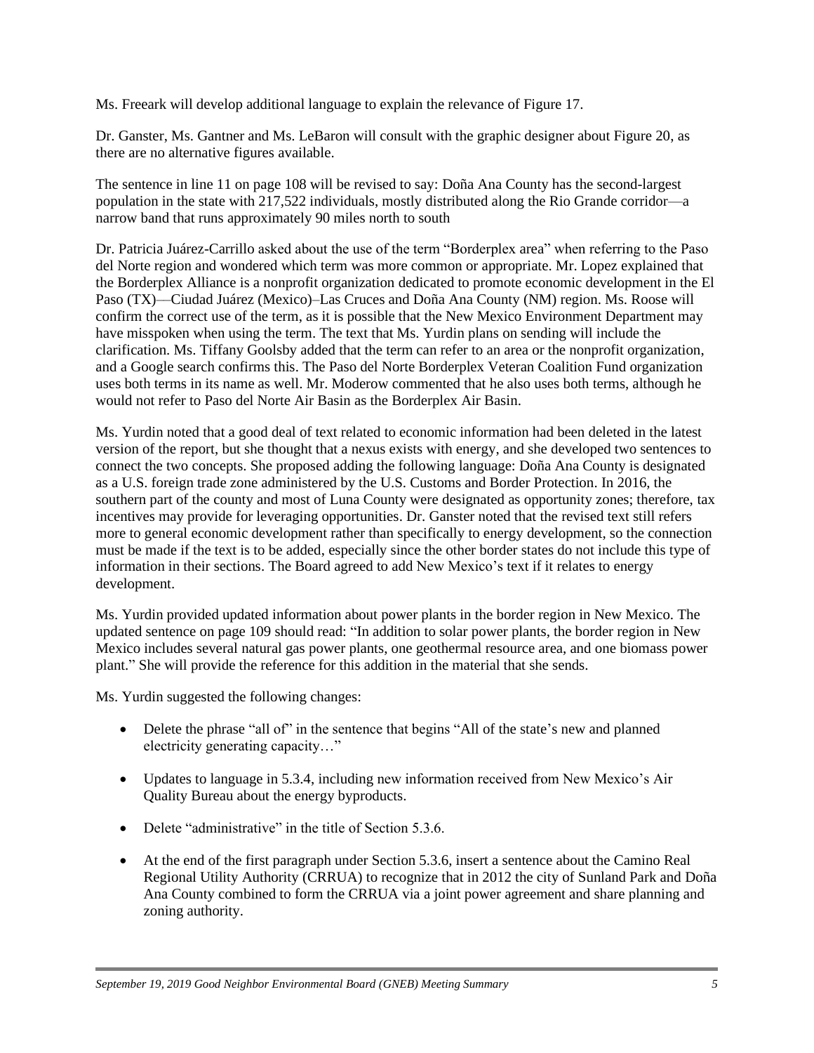Ms. Freeark will develop additional language to explain the relevance of Figure 17.

Dr. Ganster, Ms. Gantner and Ms. LeBaron will consult with the graphic designer about Figure 20, as there are no alternative figures available.

The sentence in line 11 on page 108 will be revised to say: Doña Ana County has the second-largest population in the state with 217,522 individuals, mostly distributed along the Rio Grande corridor—a narrow band that runs approximately 90 miles north to south

Dr. Patricia Juárez-Carrillo asked about the use of the term "Borderplex area" when referring to the Paso del Norte region and wondered which term was more common or appropriate. Mr. Lopez explained that the Borderplex Alliance is a nonprofit organization dedicated to promote economic development in the El Paso (TX)—Ciudad Juárez (Mexico)–Las Cruces and Doña Ana County (NM) region. Ms. Roose will confirm the correct use of the term, as it is possible that the New Mexico Environment Department may have misspoken when using the term. The text that Ms. Yurdin plans on sending will include the clarification. Ms. Tiffany Goolsby added that the term can refer to an area or the nonprofit organization, and a Google search confirms this. The Paso del Norte Borderplex Veteran Coalition Fund organization uses both terms in its name as well. Mr. Moderow commented that he also uses both terms, although he would not refer to Paso del Norte Air Basin as the Borderplex Air Basin.

Ms. Yurdin noted that a good deal of text related to economic information had been deleted in the latest version of the report, but she thought that a nexus exists with energy, and she developed two sentences to connect the two concepts. She proposed adding the following language: Doña Ana County is designated as a U.S. foreign trade zone administered by the U.S. Customs and Border Protection. In 2016, the southern part of the county and most of Luna County were designated as opportunity zones; therefore, tax incentives may provide for leveraging opportunities. Dr. Ganster noted that the revised text still refers more to general economic development rather than specifically to energy development, so the connection must be made if the text is to be added, especially since the other border states do not include this type of information in their sections. The Board agreed to add New Mexico's text if it relates to energy development.

Ms. Yurdin provided updated information about power plants in the border region in New Mexico. The updated sentence on page 109 should read: "In addition to solar power plants, the border region in New Mexico includes several natural gas power plants, one geothermal resource area, and one biomass power plant." She will provide the reference for this addition in the material that she sends.

Ms. Yurdin suggested the following changes:

- Delete the phrase "all of" in the sentence that begins "All of the state's new and planned electricity generating capacity…"
- Updates to language in 5.3.4, including new information received from New Mexico's Air Quality Bureau about the energy byproducts.
- Delete "administrative" in the title of Section 5.3.6.
- At the end of the first paragraph under Section 5.3.6, insert a sentence about the Camino Real Regional Utility Authority (CRRUA) to recognize that in 2012 the city of Sunland Park and Doña Ana County combined to form the CRRUA via a joint power agreement and share planning and zoning authority.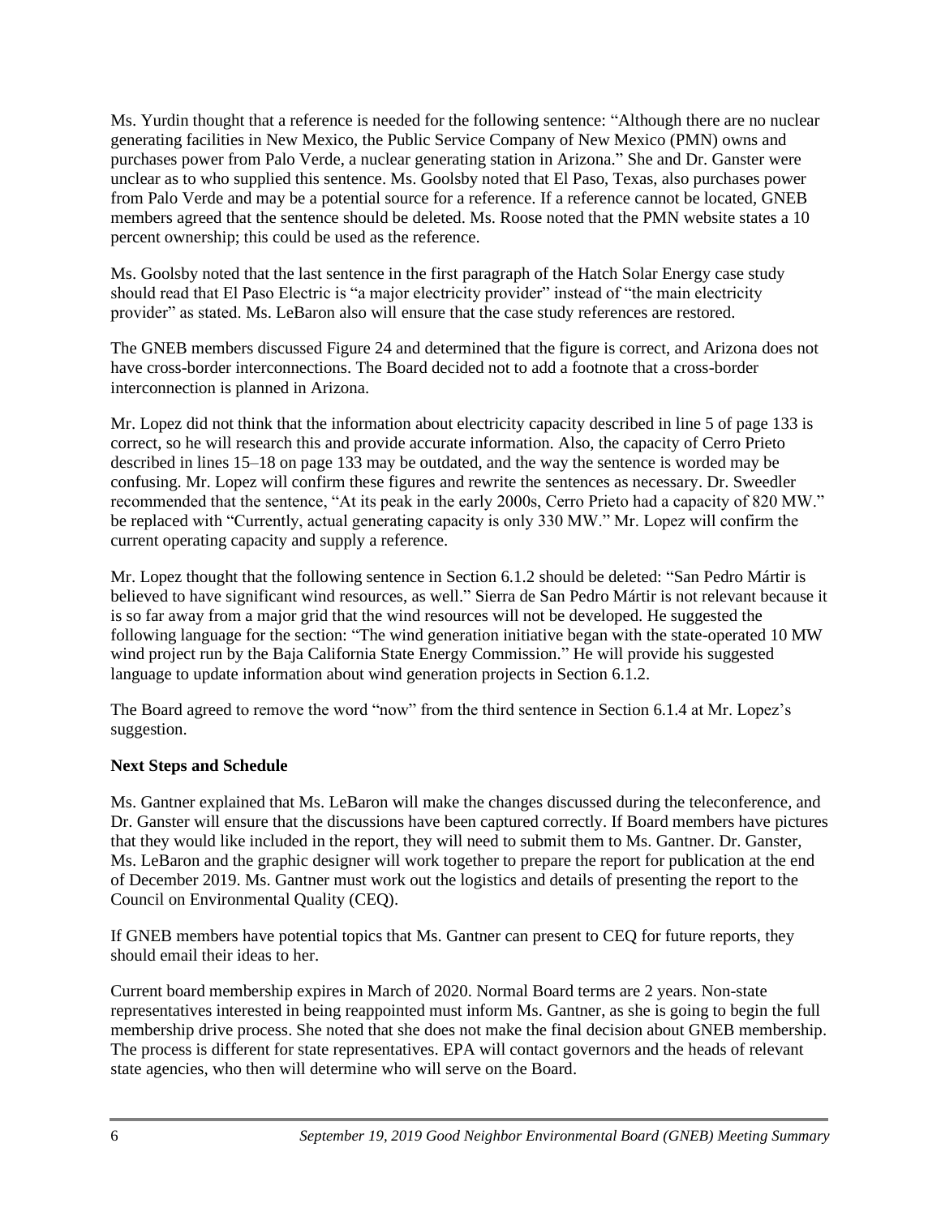Ms. Yurdin thought that a reference is needed for the following sentence: "Although there are no nuclear generating facilities in New Mexico, the Public Service Company of New Mexico (PMN) owns and purchases power from Palo Verde, a nuclear generating station in Arizona." She and Dr. Ganster were unclear as to who supplied this sentence. Ms. Goolsby noted that El Paso, Texas, also purchases power from Palo Verde and may be a potential source for a reference. If a reference cannot be located, GNEB members agreed that the sentence should be deleted. Ms. Roose noted that the PMN website states a 10 percent ownership; this could be used as the reference.

Ms. Goolsby noted that the last sentence in the first paragraph of the Hatch Solar Energy case study should read that El Paso Electric is "a major electricity provider" instead of "the main electricity provider" as stated. Ms. LeBaron also will ensure that the case study references are restored.

The GNEB members discussed Figure 24 and determined that the figure is correct, and Arizona does not have cross-border interconnections. The Board decided not to add a footnote that a cross-border interconnection is planned in Arizona.

Mr. Lopez did not think that the information about electricity capacity described in line 5 of page 133 is correct, so he will research this and provide accurate information. Also, the capacity of Cerro Prieto described in lines 15–18 on page 133 may be outdated, and the way the sentence is worded may be confusing. Mr. Lopez will confirm these figures and rewrite the sentences as necessary. Dr. Sweedler recommended that the sentence, "At its peak in the early 2000s, Cerro Prieto had a capacity of 820 MW." be replaced with "Currently, actual generating capacity is only 330 MW." Mr. Lopez will confirm the current operating capacity and supply a reference.

Mr. Lopez thought that the following sentence in Section 6.1.2 should be deleted: "San Pedro Mártir is believed to have significant wind resources, as well." Sierra de San Pedro Mártir is not relevant because it is so far away from a major grid that the wind resources will not be developed. He suggested the following language for the section: "The wind generation initiative began with the state-operated 10 MW wind project run by the Baja California State Energy Commission." He will provide his suggested language to update information about wind generation projects in Section 6.1.2.

The Board agreed to remove the word "now" from the third sentence in Section 6.1.4 at Mr. Lopez's suggestion.

**Next Steps and Schedule**

Ms. Gantner explained that Ms. LeBaron will make the changes discussed during the teleconference, and Dr. Ganster will ensure that the discussions have been captured correctly. If Board members have pictures that they would like included in the report, they will need to submit them to Ms. Gantner. Dr. Ganster, Ms. LeBaron and the graphic designer will work together to prepare the report for publication at the end of December 2019. Ms. Gantner must work out the logistics and details of presenting the report to the Council on Environmental Quality (CEQ).

If GNEB members have potential topics that Ms. Gantner can present to CEQ for future reports, they should email their ideas to her.

Current board membership expires in March of 2020. Normal Board terms are 2 years. Non-state representatives interested in being reappointed must inform Ms. Gantner, as she is going to begin the full membership drive process. She noted that she does not make the final decision about GNEB membership. The process is different for state representatives. EPA will contact governors and the heads of relevant state agencies, who then will determine who will serve on the Board.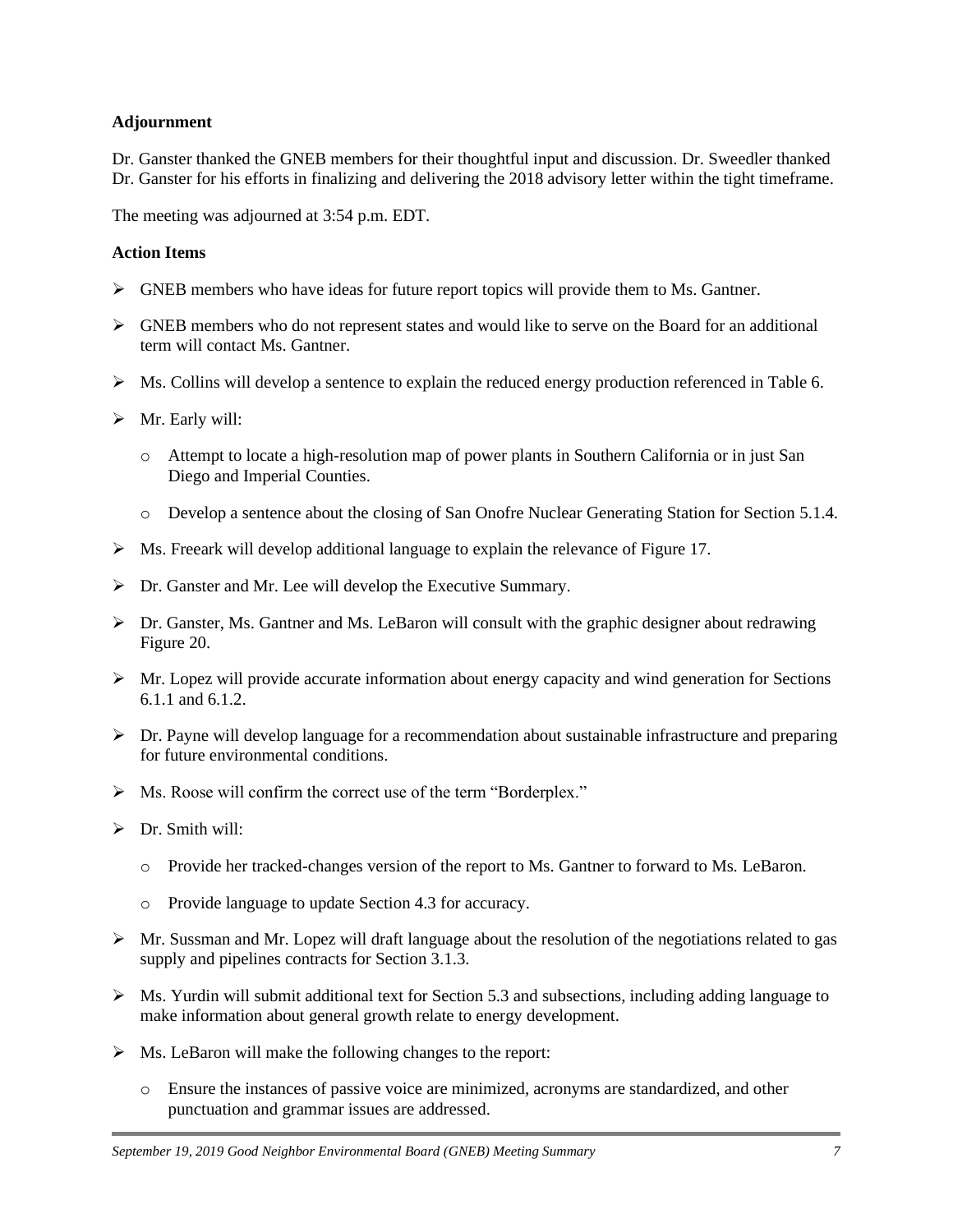**Adjournment**

Dr. Ganster thanked the GNEB members for their thoughtful input and discussion. Dr. Sweedler thanked Dr. Ganster for his efforts in finalizing and delivering the 2018 advisory letter within the tight timeframe.

The meeting was adjourned at 3:54 p.m. EDT.

**Action Items**

- GNEB members who have ideas for future report topics will provide them to Ms. Gantner.
- GNEB members who do not represent states and would like to serve on the Board for an additional term will contact Ms. Gantner.
- Ms. Collins will develop a sentence to explain the reduced energy production referenced in Table 6.
- Mr. Early will:
  - Attempt to locate a high-resolution map of power plants in Southern California or in just San Diego and Imperial Counties.
  - Develop a sentence about the closing of San Onofre Nuclear Generating Station for Section 5.1.4.
- Ms. Freeark will develop additional language to explain the relevance of Figure 17.
- Dr. Ganster and Mr. Lee will develop the Executive Summary.
- Dr. Ganster, Ms. Gantner and Ms. LeBaron will consult with the graphic designer about redrawing Figure 20.
- Mr. Lopez will provide accurate information about energy capacity and wind generation for Sections 6.1.1 and 6.1.2.
- Dr. Payne will develop language for a recommendation about sustainable infrastructure and preparing for future environmental conditions.
- Ms. Roose will confirm the correct use of the term "Borderplex."
- Dr. Smith will:
  - Provide her tracked-changes version of the report to Ms. Gantner to forward to Ms. LeBaron.
  - Provide language to update Section 4.3 for accuracy.
- Mr. Sussman and Mr. Lopez will draft language about the resolution of the negotiations related to gas supply and pipelines contracts for Section 3.1.3.
- Ms. Yurdin will submit additional text for Section 5.3 and subsections, including adding language to make information about general growth relate to energy development.
- Ms. LeBaron will make the following changes to the report:
  - Ensure the instances of passive voice are minimized, acronyms are standardized, and other punctuation and grammar issues are addressed.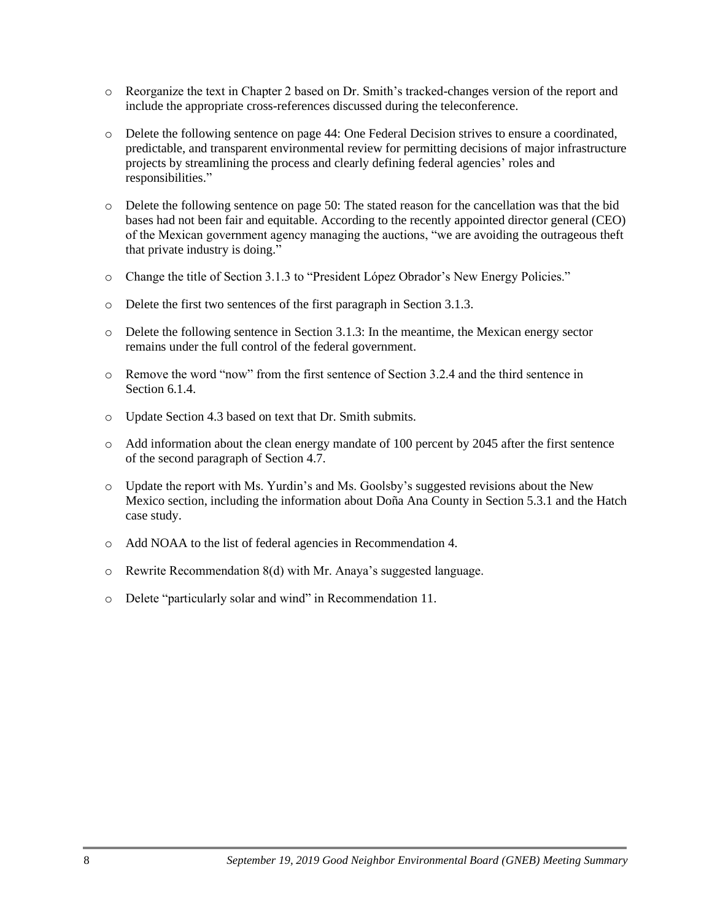- Reorganize the text in Chapter 2 based on Dr. Smith's tracked-changes version of the report and include the appropriate cross-references discussed during the teleconference.
- Delete the following sentence on page 44: One Federal Decision strives to ensure a coordinated, predictable, and transparent environmental review for permitting decisions of major infrastructure projects by streamlining the process and clearly defining federal agencies' roles and responsibilities."
- Delete the following sentence on page 50: The stated reason for the cancellation was that the bid bases had not been fair and equitable. According to the recently appointed director general (CEO) of the Mexican government agency managing the auctions, "we are avoiding the outrageous theft that private industry is doing."
- Change the title of Section 3.1.3 to "President López Obrador's New Energy Policies."
- Delete the first two sentences of the first paragraph in Section 3.1.3.
- Delete the following sentence in Section 3.1.3: In the meantime, the Mexican energy sector remains under the full control of the federal government.
- Remove the word "now" from the first sentence of Section 3.2.4 and the third sentence in Section 6.1.4.
- Update Section 4.3 based on text that Dr. Smith submits.
- Add information about the clean energy mandate of 100 percent by 2045 after the first sentence of the second paragraph of Section 4.7.
- Update the report with Ms. Yurdin's and Ms. Goolsby's suggested revisions about the New Mexico section, including the information about Doña Ana County in Section 5.3.1 and the Hatch case study.
- Add NOAA to the list of federal agencies in Recommendation 4.
- Rewrite Recommendation 8(d) with Mr. Anaya's suggested language.
- Delete "particularly solar and wind" in Recommendation 11.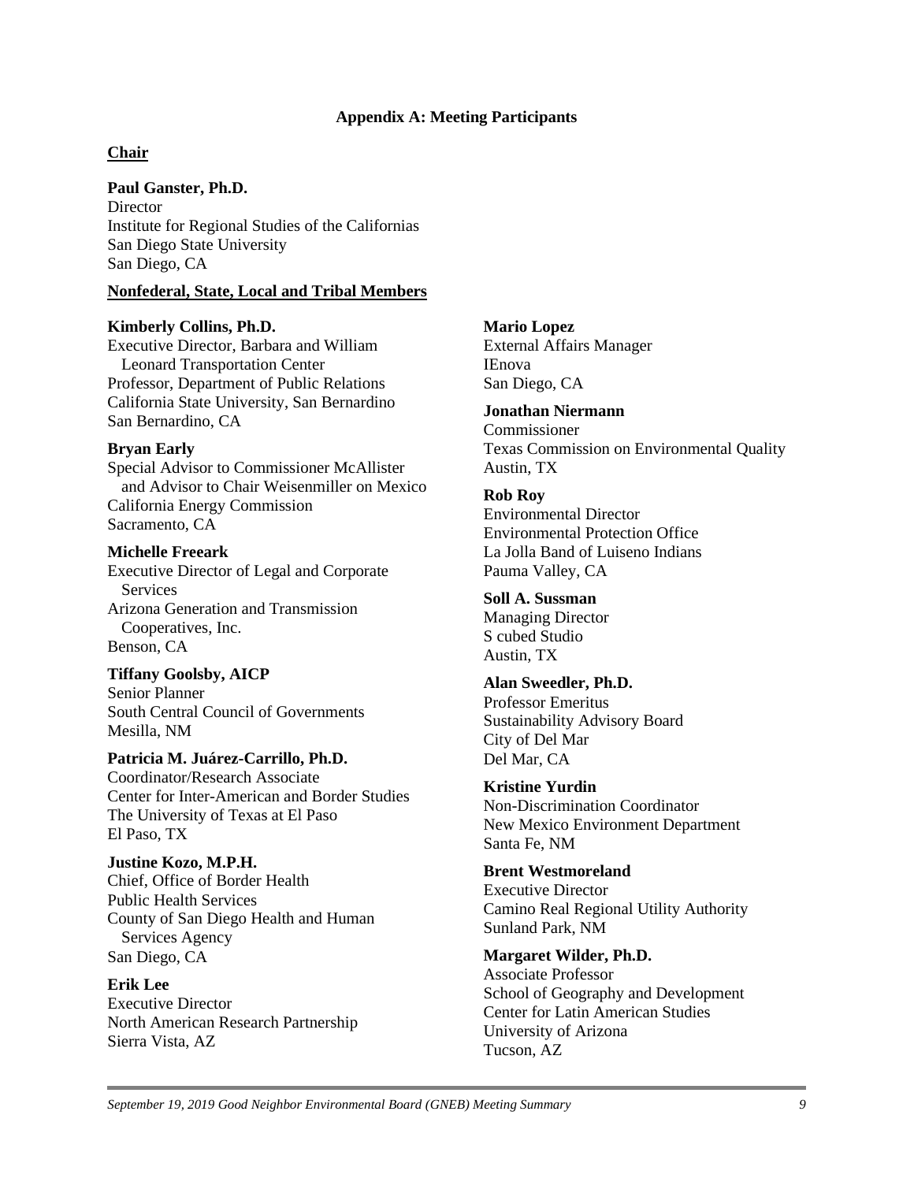## Appendix A: Meeting Participants

### Chair

**Paul Ganster, Ph.D.**
Director
Institute for Regional Studies of the Californias
San Diego State University
San Diego, CA

### Nonfederal, State, Local and Tribal Members

**Kimberly Collins, Ph.D.**
Executive Director, Barbara and William Leonard Transportation Center
Professor, Department of Public Relations
California State University, San Bernardino
San Bernardino, CA

**Bryan Early**
Special Advisor to Commissioner McAllister and Advisor to Chair Weisenmiller on Mexico
California Energy Commission
Sacramento, CA

**Michelle Freeark**
Executive Director of Legal and Corporate Services
Arizona Generation and Transmission Cooperatives, Inc.
Benson, CA

**Tiffany Goolsby, AICP**
Senior Planner
South Central Council of Governments
Mesilla, NM

**Patricia M. Juárez-Carrillo, Ph.D.**
Coordinator/Research Associate
Center for Inter-American and Border Studies
The University of Texas at El Paso
El Paso, TX

**Justine Kozo, M.P.H.**
Chief, Office of Border Health
Public Health Services
County of San Diego Health and Human Services Agency
San Diego, CA

**Erik Lee**
Executive Director
North American Research Partnership
Sierra Vista, AZ

**Mario Lopez**
External Affairs Manager
IEnova
San Diego, CA

**Jonathan Niermann**
Commissioner
Texas Commission on Environmental Quality
Austin, TX

**Rob Roy**
Environmental Director
Environmental Protection Office
La Jolla Band of Luiseno Indians
Pauma Valley, CA

**Soll A. Sussman**
Managing Director
S cubed Studio
Austin, TX

**Alan Sweedler, Ph.D.**
Professor Emeritus
Sustainability Advisory Board
City of Del Mar
Del Mar, CA

**Kristine Yurdin**
Non-Discrimination Coordinator
New Mexico Environment Department
Santa Fe, NM

**Brent Westmoreland**
Executive Director
Camino Real Regional Utility Authority
Sunland Park, NM

**Margaret Wilder, Ph.D.**
Associate Professor
School of Geography and Development
Center for Latin American Studies
University of Arizona
Tucson, AZ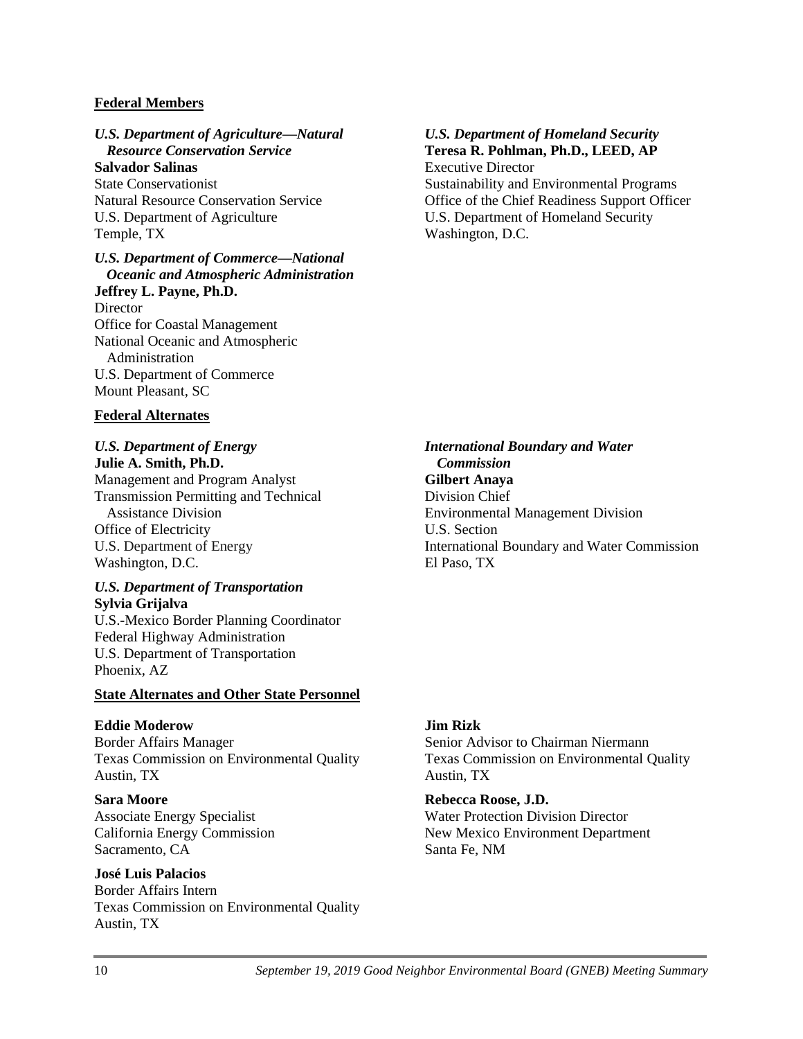**Federal Members**

***U.S. Department of Agriculture—Natural Resource Conservation Service***
**Salvador Salinas**
State Conservationist
Natural Resource Conservation Service
U.S. Department of Agriculture
Temple, TX

***U.S. Department of Commerce—National Oceanic and Atmospheric Administration***
**Jeffrey L. Payne, Ph.D.**
Director
Office for Coastal Management
National Oceanic and Atmospheric Administration
U.S. Department of Commerce
Mount Pleasant, SC

***U.S. Department of Homeland Security***
**Teresa R. Pohlman, Ph.D., LEED, AP**
Executive Director
Sustainability and Environmental Programs
Office of the Chief Readiness Support Officer
U.S. Department of Homeland Security
Washington, D.C.

**Federal Alternates**

***U.S. Department of Energy***
**Julie A. Smith, Ph.D.**
Management and Program Analyst
Transmission Permitting and Technical Assistance Division
Office of Electricity
U.S. Department of Energy
Washington, D.C.

***U.S. Department of Transportation***
**Sylvia Grijalva**
U.S.-Mexico Border Planning Coordinator
Federal Highway Administration
U.S. Department of Transportation
Phoenix, AZ

***International Boundary and Water Commission***
**Gilbert Anaya**
Division Chief
Environmental Management Division
U.S. Section
International Boundary and Water Commission
El Paso, TX

**State Alternates and Other State Personnel**

**Eddie Moderow**
Border Affairs Manager
Texas Commission on Environmental Quality
Austin, TX

**Sara Moore**
Associate Energy Specialist
California Energy Commission
Sacramento, CA

**José Luis Palacios**
Border Affairs Intern
Texas Commission on Environmental Quality
Austin, TX

**Jim Rizk**
Senior Advisor to Chairman Niermann
Texas Commission on Environmental Quality
Austin, TX

**Rebecca Roose, J.D.**
Water Protection Division Director
New Mexico Environment Department
Santa Fe, NM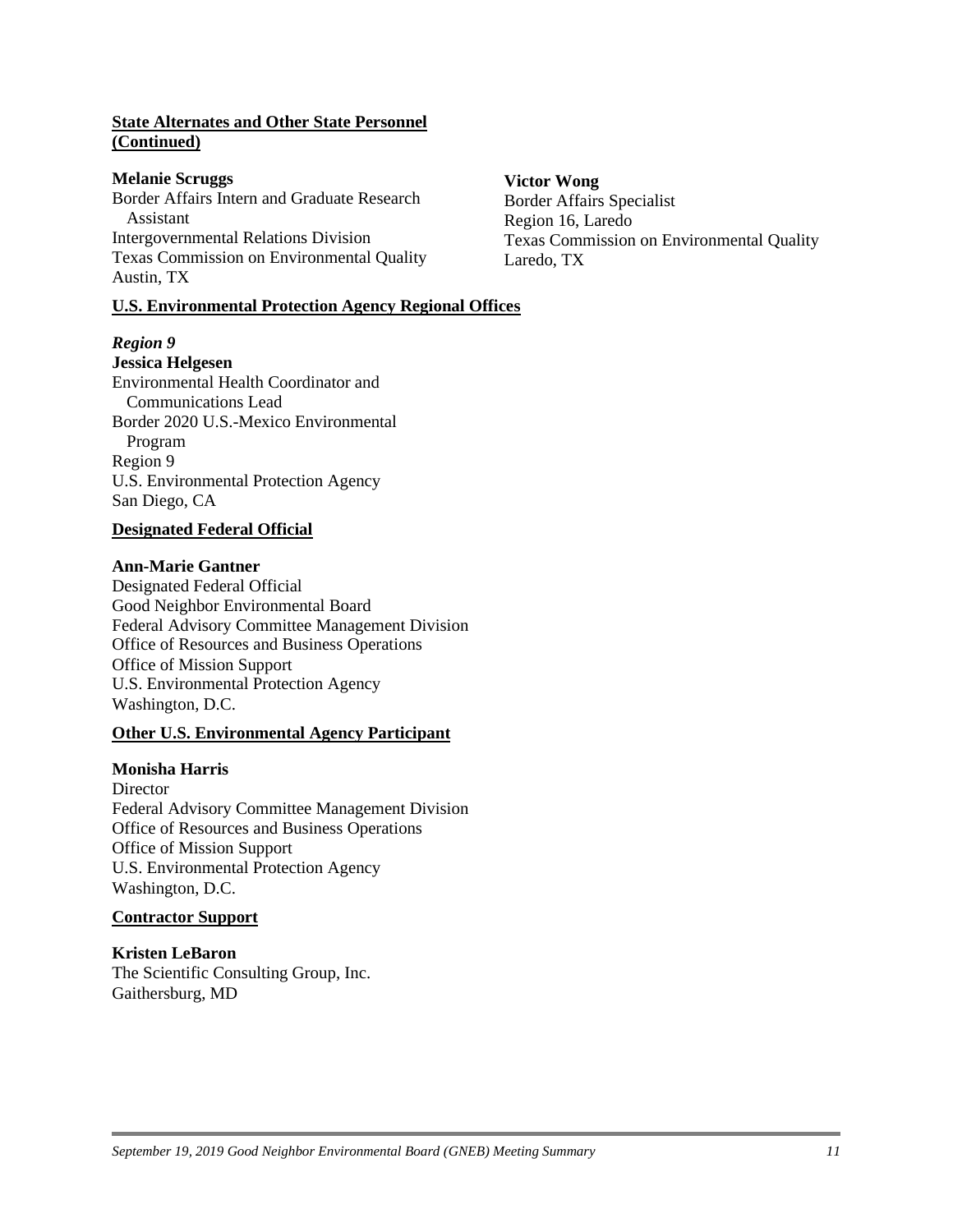**State Alternates and Other State Personnel (Continued)**

**Melanie Scruggs**
Border Affairs Intern and Graduate Research Assistant
Intergovernmental Relations Division
Texas Commission on Environmental Quality
Austin, TX

**Victor Wong**
Border Affairs Specialist
Region 16, Laredo
Texas Commission on Environmental Quality
Laredo, TX

**U.S. Environmental Protection Agency Regional Offices**

***Region 9***

**Jessica Helgesen**
Environmental Health Coordinator and Communications Lead
Border 2020 U.S.-Mexico Environmental Program
Region 9
U.S. Environmental Protection Agency
San Diego, CA

**Designated Federal Official**

**Ann-Marie Gantner**
Designated Federal Official
Good Neighbor Environmental Board
Federal Advisory Committee Management Division
Office of Resources and Business Operations
Office of Mission Support
U.S. Environmental Protection Agency
Washington, D.C.

**Other U.S. Environmental Agency Participant**

**Monisha Harris**
Director
Federal Advisory Committee Management Division
Office of Resources and Business Operations
Office of Mission Support
U.S. Environmental Protection Agency
Washington, D.C.

**Contractor Support**

**Kristen LeBaron**
The Scientific Consulting Group, Inc.
Gaithersburg, MD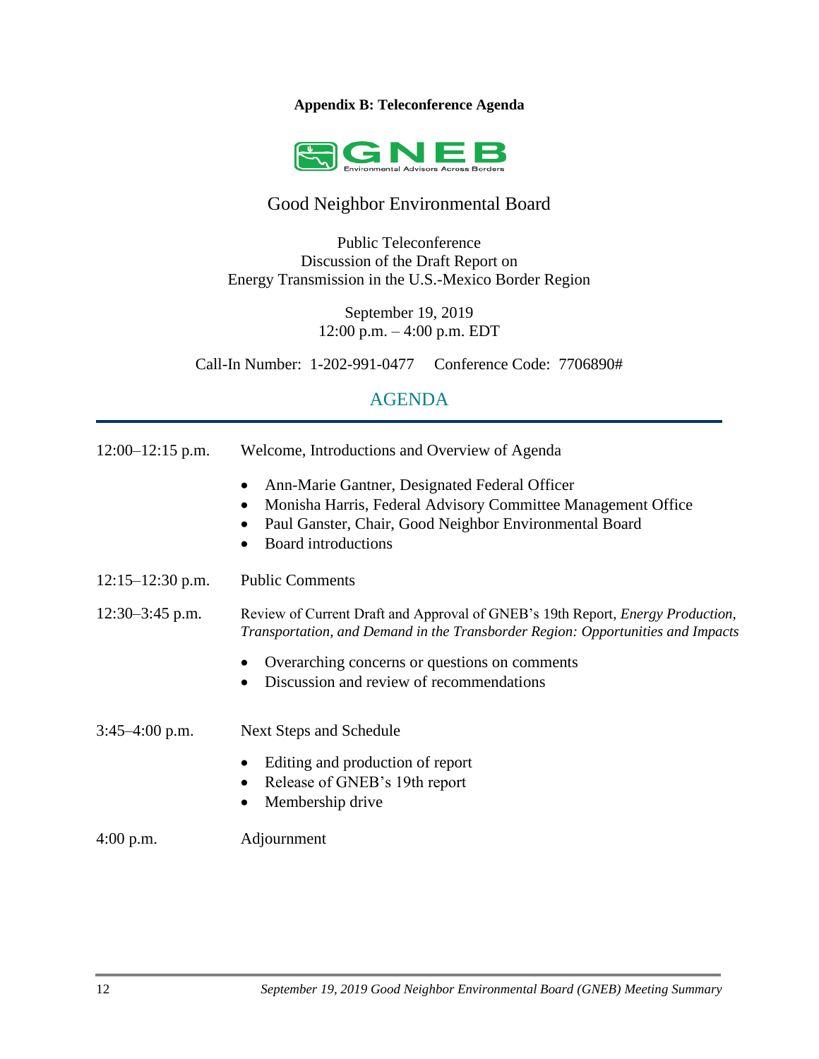**Appendix B: Teleconference Agenda**

GNEB
Environmental Advisors Across Borders

# Good Neighbor Environmental Board

Public Teleconference
Discussion of the Draft Report on
Energy Transmission in the U.S.-Mexico Border Region

September 19, 2019
12:00 p.m. – 4:00 p.m. EDT

Call-In Number: 1-202-991-0477 Conference Code: 7706890#

## AGENDA

12:00–12:15 p.m. Welcome, Introductions and Overview of Agenda

- Ann-Marie Gantner, Designated Federal Officer
- Monisha Harris, Federal Advisory Committee Management Office
- Paul Ganster, Chair, Good Neighbor Environmental Board
- Board introductions

12:15–12:30 p.m. Public Comments

12:30–3:45 p.m. Review of Current Draft and Approval of GNEB's 19th Report, *Energy Production, Transportation, and Demand in the Transborder Region: Opportunities and Impacts*

- Overarching concerns or questions on comments
- Discussion and review of recommendations

3:45–4:00 p.m. Next Steps and Schedule

- Editing and production of report
- Release of GNEB's 19th report
- Membership drive

4:00 p.m. Adjournment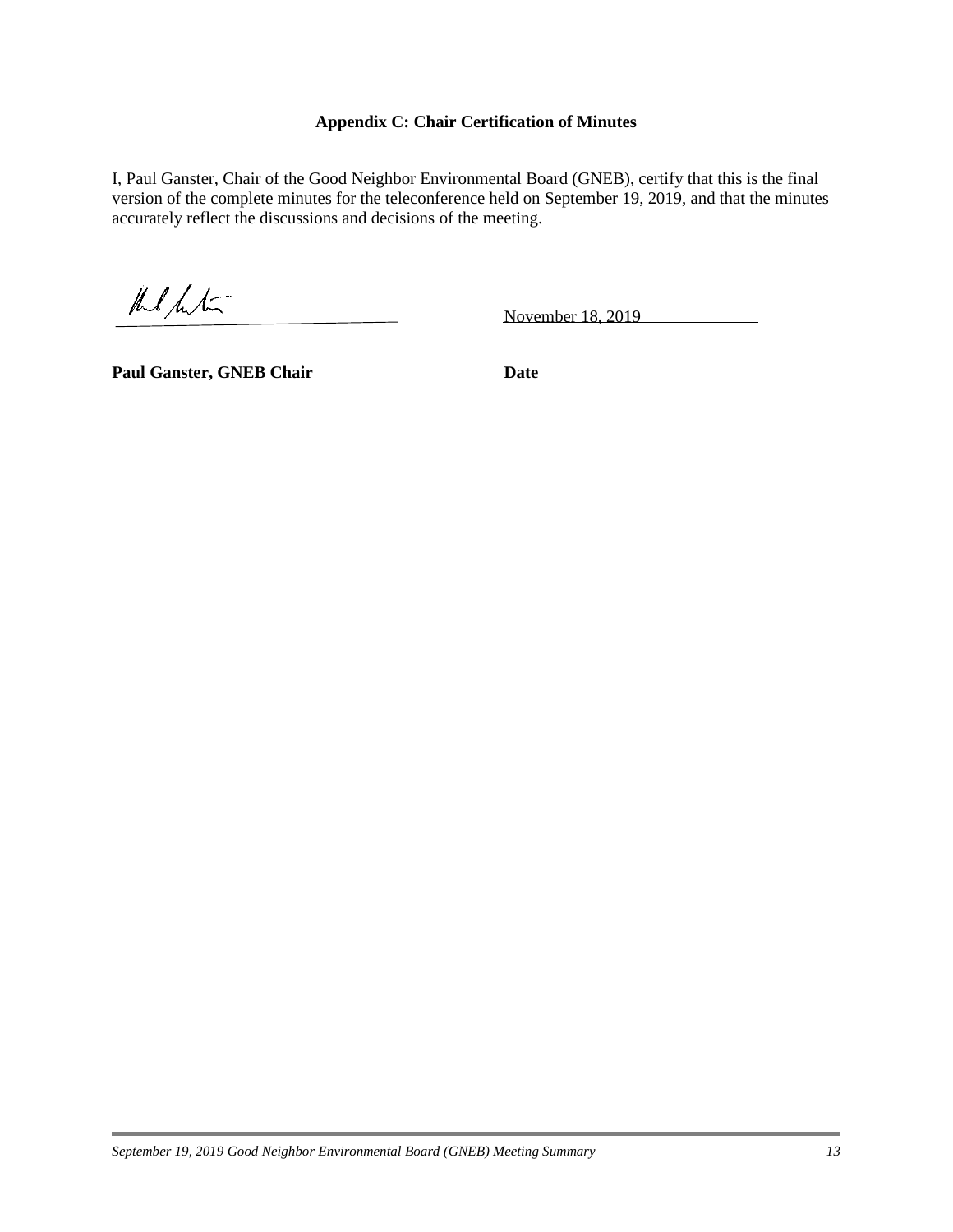## Appendix C: Chair Certification of Minutes

I, Paul Ganster, Chair of the Good Neighbor Environmental Board (GNEB), certify that this is the final version of the complete minutes for the teleconference held on September 19, 2019, and that the minutes accurately reflect the discussions and decisions of the meeting.

November 18, 2019

**Paul Ganster, GNEB Chair** **Date**